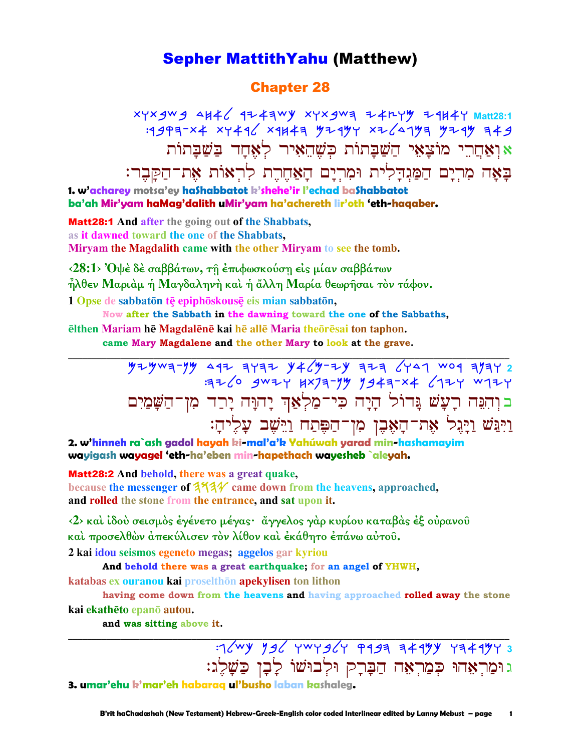# Sepher MattithYahu (Matthew)

## Chapter 28

Matt28:1

א וְאַחֲרֵי מוֹצָאֵי הַשַּׁבָּתוֹת כְּשֶׁהֵאִיר לְאֶחָד בַּשַּׁבָּתוֹת בָּאָה מִרְיָם הַמַּגְדָּלִית וּמִרְיָם הָאַחֶרֶת לִרְאוֹת אֶת־הַקָּבֶר׃

**1. w'acharey motsa'ey haShabbatot k'shehe'ir l'echad baShabbatot ba'ah Mir'yam haMag'dalith uMir'yam ha'achereth lir'oth 'eth-haqaber.**

**Matt28:1** And after the going out of the Shabbats,
as it dawned toward the one of the Shabbats,
Miryam the Magdalith came with the other Miryam to see the tomb.

‹28:1› Ὀψὲ δὲ σαββάτων, τῇ ἐπιφωσκούσῃ εἰς μίαν σαββάτων ἦλθεν Μαριὰμ ἡ Μαγδαληνὴ καὶ ἡ ἄλλη Μαρία θεωρῆσαι τὸν τάφον.

1 Opse de sabbatōn tē epiphōskousē eis mian sabbatōn,
Now after the Sabbath in the dawning toward the one of the Sabbaths,
ēlthen Mariam hē Magdalēnē kai hē allē Maria theōrēsai ton taphon.
came Mary Magdalene and the other Mary to look at the grave.

---

2

ב וְהִנֵּה רַעַשׁ גָּדוֹל הָיָה כִּי־מַלְאַךְ יָהוָּה יָרַד מִן־הַשָּׁמַיִם וַיִּגַּשׁ וַיָּגֶל אֶת־הָאֶבֶן מִן־הַפֶּתַח וַיֵּשֶׁב עָלֶיהָ׃

**2. w'hinneh ra`ash gadol hayah ki-mal'a'k Yahúwah yarad min-hashamayim wayigash wayagel 'eth-ha'eben min-hapethach wayesheb `aleyah.**

**Matt28:2** And behold, there was a great quake,
because the messenger of 𐤉𐤄𐤅𐤄 came down from the heavens, approached,
and rolled the stone from the entrance, and sat upon it.

‹2› καὶ ἰδοὺ σεισμὸς ἐγένετο μέγας· ἄγγελος γὰρ κυρίου καταβὰς ἐξ οὐρανοῦ καὶ προσελθὼν ἀπεκύλισεν τὸν λίθον καὶ ἐκάθητο ἐπάνω αὐτοῦ.

2 kai idou seismos egeneto megas; aggelos gar kyriou
And behold there was a great earthquake; for an angel of YHWH,
katabas ex ouranou kai proselthōn apekylisen ton lithon
having come down from the heavens and having approached rolled away the stone
kai ekathēto epanō autou.
and was sitting above it.

---

3

ג וּמַרְאֵהוּ כְּמַרְאֵה הַבָּרָק וּלְבוּשׁוֹ לָבָן כַּשָּׁלֶג׃

**3. umar'ehu k'mar'eh habaraq ul'busho laban kashaleg.**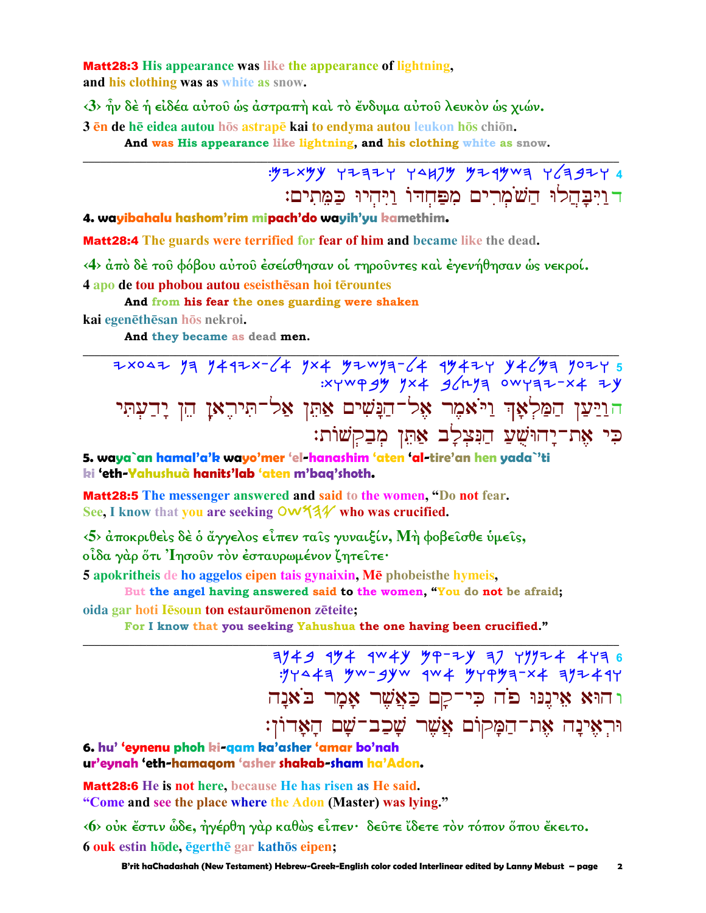**Matt28:3** His appearance was like the appearance of lightning,
and his clothing was as white as snow.

‹3› ἦν δὲ ἡ εἰδέα αὐτοῦ ὡς ἀστραπὴ καὶ τὸ ἔνδυμα αὐτοῦ λευκὸν ὡς χιών.

3 ēn de hē eidea autou hōs astrapē kai to endyma autou leukon hōs chiōn.

**And was His appearance like lightning, and his clothing white as snow.**

---

4 :𐤌𐤉𐤕𐤌𐤊 𐤅𐤉𐤄𐤉𐤅 𐤅𐤃𐤇𐤐𐤌 𐤌𐤉𐤓𐤌𐤔𐤄 𐤅𐤋𐤄𐤁𐤉𐤅

ד וַיִּבָּהֲלוּ הַשֹּׁמְרִים מִפַּחְדּוֹ וַיִּהְיוּ כַּמֵּתִים׃

**4. wayibahalu hashom'rim mipach'do wayih'yu kamethim.**

**Matt28:4** The guards were terrified for fear of him and became like the dead.

‹4› ἀπὸ δὲ τοῦ φόβου αὐτοῦ ἐσείσθησαν οἱ τηροῦντες καὶ ἐγενήθησαν ὡς νεκροί.

4 apo de tou phobou autou eseisthēsan hoi tērountes

**And from his fear the ones guarding were shaken**

kai egenēthēsan hōs nekroi.

**And they became as dead men.**

---

5 𐤉𐤕𐤏𐤃𐤉 𐤍𐤄 𐤍𐤀𐤓𐤉𐤕-𐤋𐤀 𐤍𐤕𐤀 𐤌𐤉𐤔𐤍𐤄-𐤋𐤀 𐤓𐤌𐤀𐤉𐤅 𐤊𐤀𐤋𐤌𐤄 𐤍𐤏𐤉𐤅
:𐤕𐤅𐤔𐤒𐤁𐤌 𐤍𐤕𐤀 𐤁𐤋𐤑𐤍𐤄 𐤏𐤔𐤅𐤄𐤉-𐤕𐤀 𐤉𐤊

ה וַיַּעַן הַמַּלְאָךְ וַיֹּאמֶר אֶל־הַנָּשִׁים אַתֵּן אַל־תִּירֶאןָ הֵן יָדַעְתִּי
כִּי אֶת־יָהוּשֻׁעַ הַנִּצְלָב אַתֵּן מְבַקְּשׁוֹת׃

**5. waya`an hamal'a'k wayo'mer 'el-hanashim 'aten 'al-tire'an hen yada`'ti ki 'eth-Yahushuà hanits'lab 'aten m'baq'shoth.**

**Matt28:5** The messenger answered and said to the women, "Do not fear.
See, I know that you are seeking 𐤏𐤔𐤅𐤄𐤉 who was crucified.

‹5› ἀποκριθεὶς δὲ ὁ ἄγγελος εἶπεν ταῖς γυναιξίν, Μὴ φοβεῖσθε ὑμεῖς,
οἶδα γὰρ ὅτι Ἰησοῦν τὸν ἐσταυρωμένον ζητεῖτε·

5 apokritheis de ho aggelos eipen tais gynaixin, Mē phobeisthe hymeis,

**But the angel having answered said to the women, "You do not be afraid;**

oida gar hoti Iēsoun ton estaurōmenon zēteite;

**For I know that you seeking Yahushua the one having been crucified."**

---

6 𐤄𐤍𐤀𐤁 𐤓𐤌𐤀 𐤓𐤔𐤀𐤊 𐤌𐤒-𐤉𐤊 𐤄𐤐 𐤅𐤍𐤍𐤉𐤀 𐤀𐤅𐤄
:𐤍𐤅𐤃𐤀𐤄 𐤌𐤔-𐤁𐤊𐤔 𐤓𐤔𐤀 𐤌𐤅𐤒𐤌𐤄-𐤕𐤀 𐤄𐤍𐤉𐤀𐤓𐤅

ו הוּא אֵינֶנּוּ פֹּה כִּי־קָם כַּאֲשֶׁר אָמָר בֹּאנָה
וּרְאֶינָה אֶת־הַמָּקוֹם אֲשֶׁר שָׁכַב־שָׁם הָאָדוֹן׃

**6. hu' 'eynenu phoh ki-qam ka'asher 'amar bo'nah ur'eynah 'eth-hamaqom 'asher shakab-sham ha'Adon.**

**Matt28:6** He is not here, because He has risen as He said.
"Come and see the place where the Adon (Master) was lying."

‹6› οὐκ ἔστιν ὧδε, ἠγέρθη γὰρ καθὼς εἶπεν· δεῦτε ἴδετε τὸν τόπον ὅπου ἔκειτο.

6 ouk estin hōde, ēgerthē gar kathōs eipen;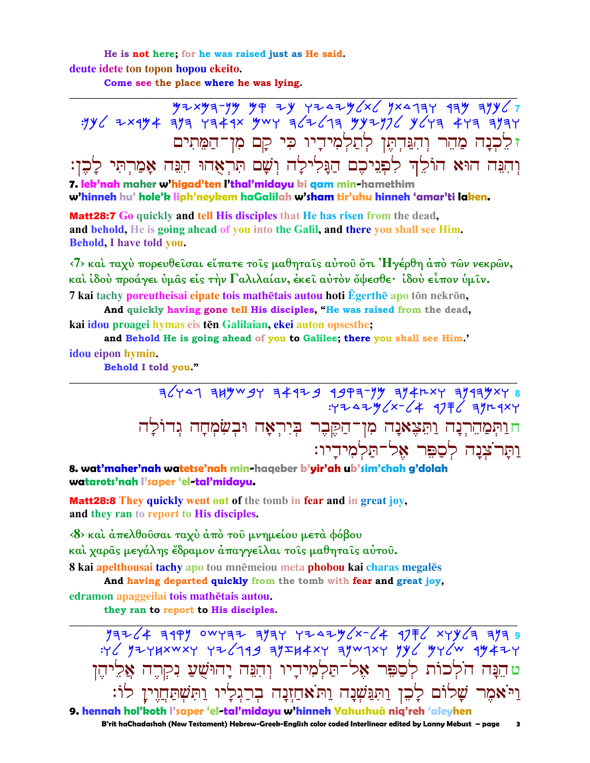He is not here; for he was raised just as He said.

deute idete ton topon hopou ekeito.

Come see the place where he was lying.

---

ז לֵכְנָה מַהֵר וְהִגַּדְתֶּן לְתַלְמִידָיו כִּי קָם מִן־הַמֵּתִים
וְהִנֵּה הוּא הוֹלֵךְ לִפְנֵיכֶם הַגָּלִילָה וְשָׁם תִּרְאֻהוּ הִנֵּה אָמַרְתִּי לָכֶן׃

**7. lek'nah maher w'higad'ten l'thal'midayu ki qam min-hamethim w'hinneh hu' hole'k liph'neykem haGalilah w'sham tir'uhu hinneh 'amar'ti laken.**

**Matt28:7** Go quickly and tell His disciples that He has risen from the dead, and behold, He is going ahead of you into the Galil, and there you shall see Him. Behold, I have told you.

‹7› καὶ ταχὺ πορευθεῖσαι εἴπατε τοῖς μαθηταῖς αὐτοῦ ὅτι Ἠγέρθη ἀπὸ τῶν νεκρῶν, καὶ ἰδοὺ προάγει ὑμᾶς εἰς τὴν Γαλιλαίαν, ἐκεῖ αὐτὸν ὄψεσθε· ἰδοὺ εἶπον ὑμῖν.

7 kai tachy poreutheisai eipate tois mathētais autou hoti Ēgerthē apo tōn nekrōn,

And quickly having gone tell His disciples, "He was raised from the dead,

kai idou proagei hymas eis tēn Galilaian, ekei auton opsesthe;

and Behold He is going ahead of you to Galilee; there you shall see Him.'

idou eipon hymin.

Behold I told you."

---

ח וַתְּמַהֵרְנָה וַתֵּצֶאנָה מִן־הַקֶּבֶר בְּיִרְאָה וּבְשִׂמְחָה גְדוֹלָה
וַתָּרֹצְנָה לְסַפֵּר אֶל־תַּלְמִידָיו׃

**8. wat'maher'nah watetse'nah min-haqeber b'yir'ah ub'sim'chah g'dolah watarots'nah l'saper 'el-tal'midayu.**

**Matt28:8** They quickly went out of the tomb in fear and in great joy, and they ran to report to His disciples.

‹8› καὶ ἀπελθοῦσαι ταχὺ ἀπὸ τοῦ μνημείου μετὰ φόβου καὶ χαρᾶς μεγάλης ἔδραμον ἀπαγγεῖλαι τοῖς μαθηταῖς αὐτοῦ.

8 kai apelthousai tachy apo tou mnēmeiou meta phobou kai charas megalēs

And having departed quickly from the tomb with fear and great joy,

edramon apaggeilai tois mathētais autou.

they ran to report to His disciples.

---

ט הֵנָּה הֹלְכוֹת לְסַפֵּר אֶל־תַּלְמִידָיו וְהִנֵּה יָהוּשֻׁעַ נִקְרָה אֲלֵיהֶן
וַיֹּאמֶר שָׁלוֹם לָכֵן וַתִּגַּשְׁנָה וַתֹּאחַזְנָה בְרַגְלָיו וַתִּשְׁתַּחֲוֶיןָ לוֹ׃

**9. hennah hol'koth l'saper 'el-tal'midayu w'hinneh Yahushuà niq'reh 'aleyhen**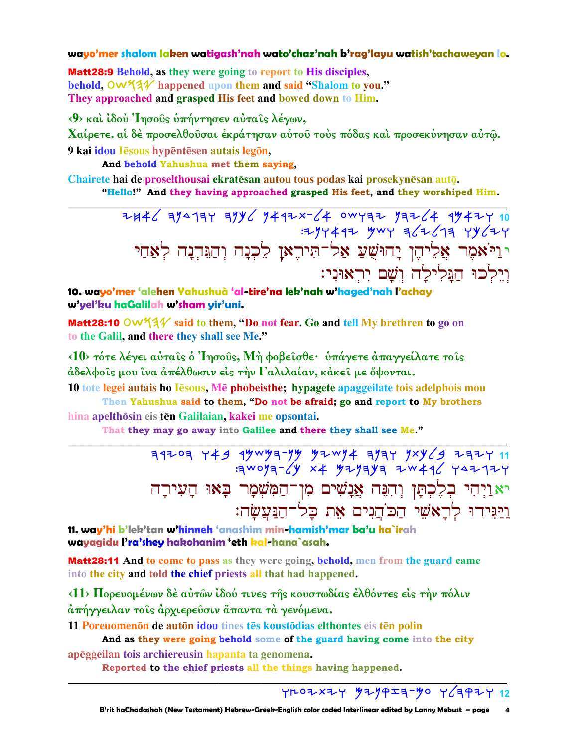**wayo'mer shalom laken watigash'nah wato'chaz'nah b'rag'layu watish'tachaweyan lo.**

**Matt28:9** Behold, as they were going to report to His disciples, behold, OWYHY happened upon them and said "Shalom to you." They approached and grasped His feet and bowed down to Him.

‹9› καὶ ἰδοὺ Ἰησοῦς ὑπήντησεν αὐταῖς λέγων, Χαίρετε. αἱ δὲ προσελθοῦσαι ἐκράτησαν αὐτοῦ τοὺς πόδας καὶ προσεκύνησαν αὐτῷ.

**9** kai idou Iēsous hypēntēsen autais legōn,
**And behold Yahushua met them saying,**

Chairete hai de proselthousai ekratēsan autou tous podas kai prosekynēsan autō.
**"Hello!" And they having approached grasped His feet, and they worshiped Him.**

---

10 וַיֹּאמֶר אֲלֵיהֶן יָהוּשֻׁעַ אַל־תִּירֶאןָ לֵכְנָה וְהַגֵּדְנָה לְאַחַי וְיֵלְכוּ הַגָּלִילָה וְשָׁם יִרְאוּנִי׃

**10. wayo'mer 'alehen Yahushuà 'al-tire'na lek'nah w'haged'nah l'achay w'yel'ku haGalilah w'sham yir'uni.**

**Matt28:10** OWYHY said to them, "Do not fear. Go and tell My brethren to go on to the Galil, and there they shall see Me."

‹10› τότε λέγει αὐταῖς ὁ Ἰησοῦς, Μὴ φοβεῖσθε· ὑπάγετε ἀπαγγείλατε τοῖς ἀδελφοῖς μου ἵνα ἀπέλθωσιν εἰς τὴν Γαλιλαίαν, κἀκεῖ με ὄψονται.

**10** tote legei autais ho Iēsous, Mē phobeisthe; hypagete apaggeilate tois adelphois mou
**Then Yahushua said to them, "Do not be afraid; go and report to My brothers**

hina apelthōsin eis tēn Galilaian, kakei me opsontai.
**That they may go away into Galilee and there they shall see Me."**

---

11 וַיְהִי בְּלֶכְתָּן וְהִנֵּה אֲנָשִׁים מִן־הַמִּשְׁמָר בָּאוּ הָעִירָה וַיַּגִּידוּ לְרָאשֵׁי הַכֹּהֲנִים אֵת כָּל־הַנַּעֲשָׂה׃

**11. way'hi b'lek'tan w'hinneh 'anashim min-hamish'mar ba'u ha`irah wayagidu l'ra'shey hakohanim 'eth kal-hana`asah.**

**Matt28:11** And to come to pass as they were going, behold, men from the guard came into the city and told the chief priests all that had happened.

‹11› Πορευομένων δὲ αὐτῶν ἰδού τινες τῆς κουστωδίας ἐλθόντες εἰς τὴν πόλιν ἀπήγγειλαν τοῖς ἀρχιερεῦσιν ἅπαντα τὰ γενόμενα.

**11** Poreuomenōn de autōn idou tines tēs koustōdias elthontes eis tēn polin
**And as they were going behold some of the guard having come into the city**

apēggeilan tois archiereusin hapanta ta genomena.
**Reported to the chief priests all the things having happened.**

---

12 ויקהלו עם־הזקנים ויתיעצו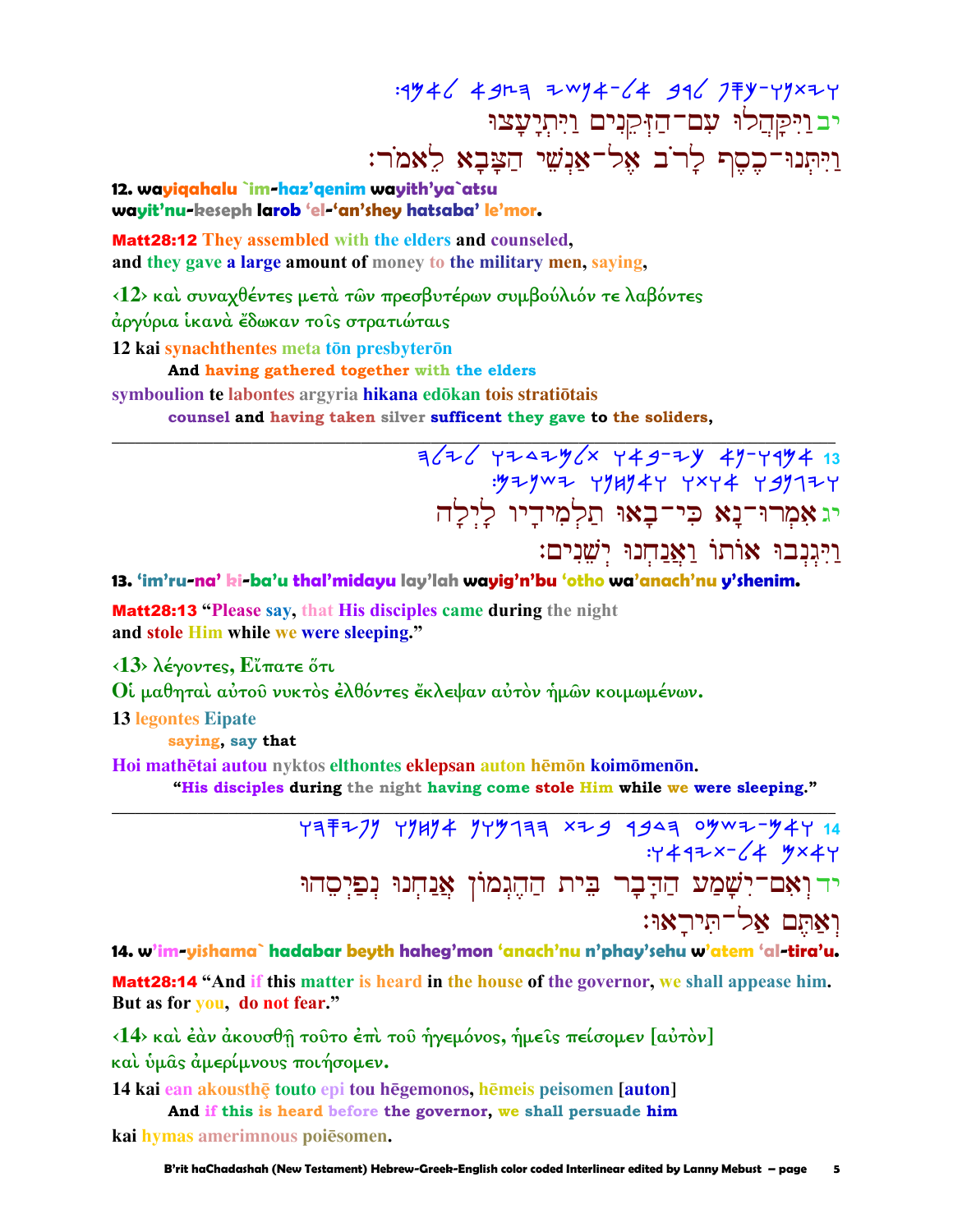:ויתנו-כסף לרב אל-אנשי הצבא לאמר

יב וַיִּקָּהֲלוּ עִם־הַזְּקֵנִים וַיִּתְיָעֲצוּ
וַיִּתְּנוּ־כֶסֶף לָרֹב אֶל־אַנְשֵׁי הַצָּבָא לֵאמֹר׃

**12. wayiqahalu `im-haz'qenim wayith'ya`atsu**
**wayit'nu-keseph larob 'el-'an'shey hatsaba' le'mor.**

**Matt28:12 They assembled with the elders and counseled,**
**and they gave a large amount of money to the military men, saying,**

**‹12› καὶ συναχθέντες μετὰ τῶν πρεσβυτέρων συμβούλιόν τε λαβόντες**
**ἀργύρια ἱκανὰ ἔδωκαν τοῖς στρατιώταις**

12 kai synachthentes meta tōn presbyterōn
**And having gathered together with the elders**
symboulion te labontes argyria hikana edōkan tois stratiōtais
**counsel and having taken silver sufficent they gave to the soliders,**

---

13 אמרו-נא כי-באו תלמידיו לילה
:ויגנבו אותו ואנחנו ישנים

יג אִמְרוּ־נָא כִּי־בָאוּ תַלְמִידָיו לָיְלָה
וַיִּגְנְבוּ אוֹתוֹ וַאֲנַחְנוּ יְשֵׁנִים׃

**13. 'im'ru-na' ki-ba'u thal'midayu lay'lah wayig'n'bu 'otho wa'anach'nu y'shenim.**

**Matt28:13 "Please say, that His disciples came during the night**
**and stole Him while we were sleeping."**

**‹13› λέγοντες, Εἴπατε ὅτι**
**Οἱ μαθηταὶ αὐτοῦ νυκτὸς ἐλθόντες ἔκλεψαν αὐτὸν ἡμῶν κοιμωμένων.**

13 legontes Eipate
**saying, say that**
Hoi mathētai autou nyktos elthontes eklepsan auton hēmōn koimōmenōn.
**"His disciples during the night having come stole Him while we were sleeping."**

---

14 ואם-ישמע הדבר בית ההגמון אנחנו נפיסהו
:ואתם אל-תיראו

יד וְאִם־יִשָּׁמַע הַדָּבָר בֵּית הַהֶגְמוֹן אֲנַחְנוּ נְפַיְסֵהוּ
וְאַתֶּם אַל־תִּירָאוּ׃

**14. w'im-yishama` hadabar beyth haheg'mon 'anach'nu n'phay'sehu w'atem 'al-tira'u.**

**Matt28:14 "And if this matter is heard in the house of the governor, we shall appease him.**
**But as for you, do not fear."**

**‹14› καὶ ἐὰν ἀκουσθῇ τοῦτο ἐπὶ τοῦ ἡγεμόνος, ἡμεῖς πείσομεν [αὐτὸν]**
**καὶ ὑμᾶς ἀμερίμνους ποιήσομεν.**

14 kai ean akousthē touto epi tou hēgemonos, hēmeis peisomen [auton]
**And if this is heard before the governor, we shall persuade him**
kai hymas amerimnous poiēsomen.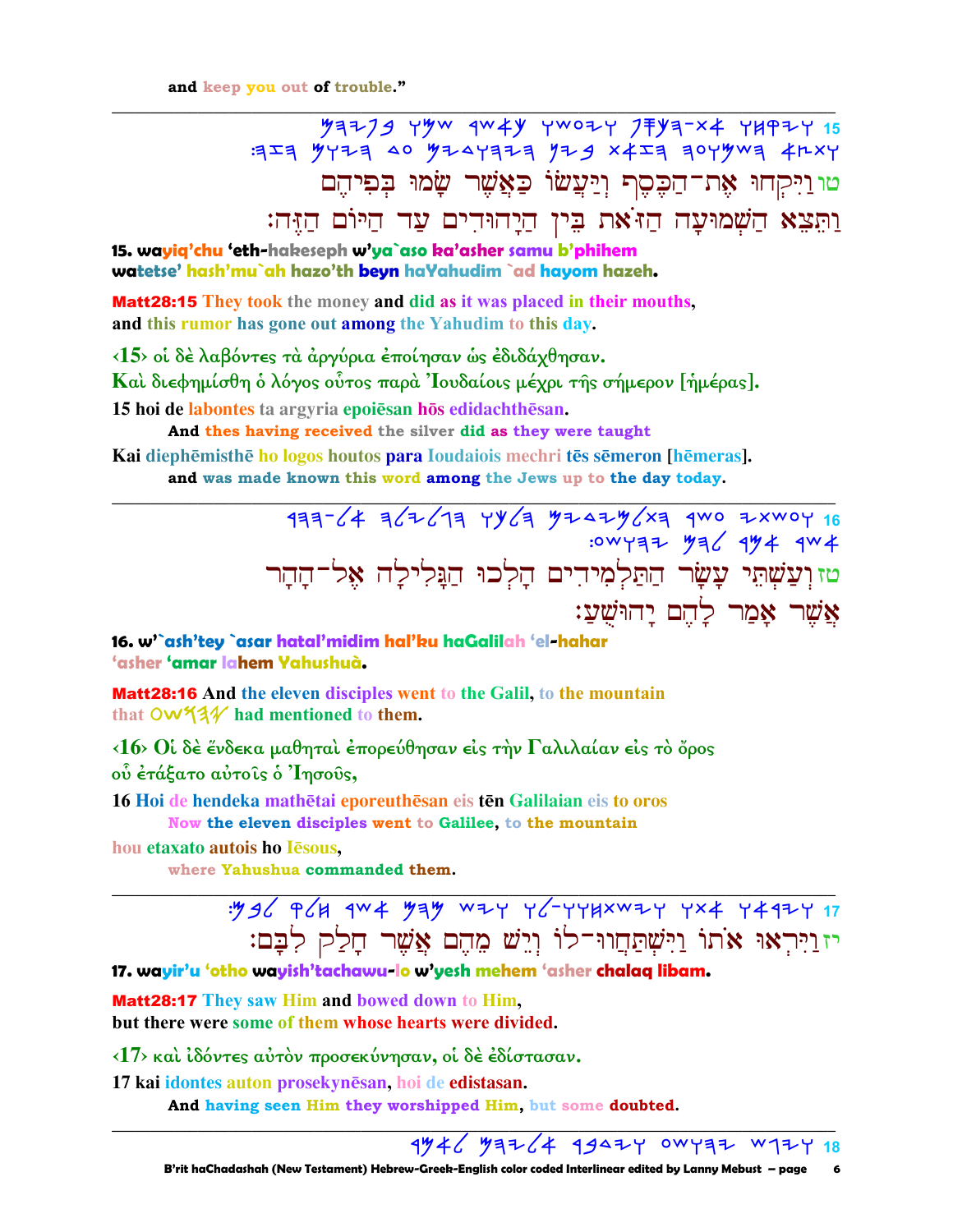and keep you out of trouble."

---

טו וַיִּקְחוּ אֶת־הַכֶּסֶף וַיַּעֲשׂוּ כַּאֲשֶׁר שָׂמוּ בְּפִיהֶם
וַתֵּצֵא הַשְּׁמוּעָה הַזֹּאת בֵּין הַיְּהוּדִים עַד הַיּוֹם הַזֶּה׃

**15. wayiq'chu 'eth-hakeseph w'ya`aso ka'asher samu b'phihem watetse' hash'mu`ah hazo'th beyn haYahudim `ad hayom hazeh.**

**Matt28:15** They took the money and did as it was placed in their mouths, and this rumor has gone out among the Yahudim to this day.

‹15› οἱ δὲ λαβόντες τὰ ἀργύρια ἐποίησαν ὡς ἐδιδάχθησαν.
Καὶ διεφημίσθη ὁ λόγος οὗτος παρὰ Ἰουδαίοις μέχρι τῆς σήμερον [ἡμέρας].

15 hoi de labontes ta argyria epoiēsan hōs edidachthēsan.
**And thes having received the silver did as they were taught**

Kai diephēmisthē ho logos houtos para Ioudaiois mechri tēs sēmeron [hēmeras].
**and was made known this word among the Jews up to the day today.**

---

טז וְעַשְׁתֵּי עָשָׂר הַתַּלְמִידִים הָלְכוּ הַגָּלִילָה אֶל־הָהָר
אֲשֶׁר אָמַר לָהֶם יָהוּשֻׁעַ׃

**16. w'`ash'tey `asar hatal'midim hal'ku haGalilah 'el-hahar 'asher 'amar lahem Yahushuà.**

**Matt28:16** And the eleven disciples went to the Galil, to the mountain that יהושע had mentioned to them.

‹16› Οἱ δὲ ἕνδεκα μαθηταὶ ἐπορεύθησαν εἰς τὴν Γαλιλαίαν εἰς τὸ ὄρος οὗ ἐτάξατο αὐτοῖς ὁ Ἰησοῦς,

16 Hoi de hendeka mathētai eporeuthēsan eis tēn Galilaian eis to oros
**Now the eleven disciples went to Galilee, to the mountain**

hou etaxato autois ho Iēsous,
**where Yahushua commanded them.**

---

יז וַיִּרְאוּ אֹתוֹ וַיִּשְׁתַּחֲווּ־לוֹ וְיֵשׁ מֵהֶם אֲשֶׁר חָלַק לִבָּם׃

**17. wayir'u 'otho wayish'tachawu-lo w'yesh mehem 'asher chalaq libam.**

**Matt28:17** They saw Him and bowed down to Him, but there were some of them whose hearts were divided.

‹17› καὶ ἰδόντες αὐτὸν προσεκύνησαν, οἱ δὲ ἐδίστασαν.

17 kai idontes auton prosekynēsan, hoi de edistasan.
**And having seen Him they worshipped Him, but some doubted.**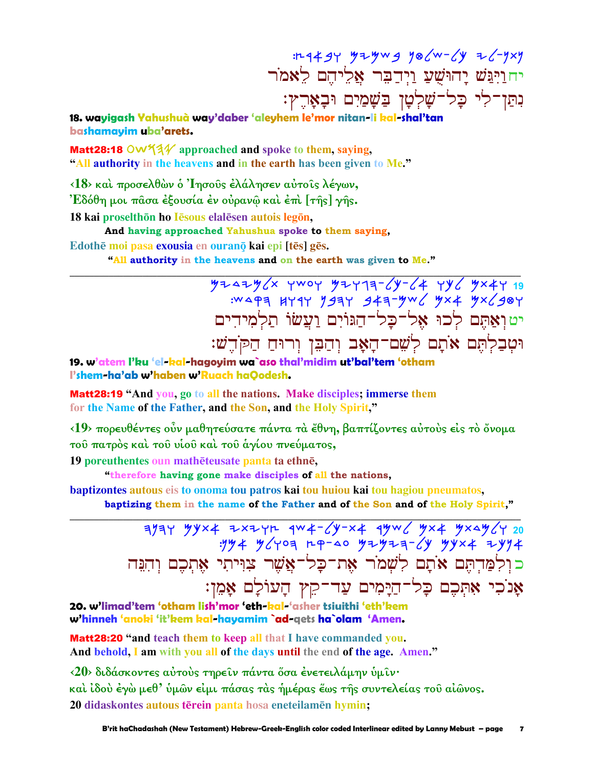:𐤍𐤕𐤍-𐤋𐤉 𐤊𐤋-𐤔𐤋𐤈𐤍 𐤁𐤔𐤌𐤉𐤌 𐤅𐤁𐤀𐤓𐤑

יחוַיִּגַּשׁ יָהוּשֻׁעַ וַיְדַבֵּר אֲלֵיהֶם לֵאמֹר
נִתַּן־לִי כָּל־שָׁלְטָן בַּשָּׁמַיִם וּבָאָרֶץ׃

**18. wayigash Yahushuà way'daber 'aleyhem le'mor nitan-li kal-shal'tan bashamayim uba'arets.**

**Matt28:18** 𐤉𐤄𐤅𐤔𐤏 approached and spoke to them, saying,
"All authority in the heavens and in the earth has been given to Me."

‹18› καὶ προσελθὼν ὁ Ἰησοῦς ἐλάλησεν αὐτοῖς λέγων,
Ἐδόθη μοι πᾶσα ἐξουσία ἐν οὐρανῷ καὶ ἐπὶ [τῆς] γῆς.

18 kai proselthōn ho Iēsous elalēsen autois legōn,
**And having approached Yahushua spoke to them saying,**
Edothē moi pasa exousia en ouranō kai epi [tēs] gēs.
**"All authority in the heavens and on the earth was given to Me."**

---

19 𐤅𐤀𐤕𐤌 𐤋𐤊𐤅 𐤀𐤋-𐤊𐤋-𐤄𐤂𐤅𐤉𐤌 𐤅𐤏𐤔𐤅 𐤕𐤋𐤌𐤉𐤃𐤉𐤌
:𐤅𐤈𐤁𐤋𐤕𐤌 𐤀𐤕𐤌 𐤋𐤔𐤌-𐤄𐤀𐤁 𐤅𐤄𐤁𐤍 𐤅𐤓𐤅𐤇 𐤄𐤒𐤃𐤔

יטוְאַתֶּם לְכוּ אֶל־כָּל־הַגּוֹיִם וַעֲשׂוּ תַלְמִידִים
וּטְבַלְתֶּם אֹתָם לְשֵׁם־הָאָב וְהַבֵּן וְרוּחַ הַקֹּדֶשׁ׃

**19. w'atem l'ku 'el-kal-hagoyim wa`aso thal'midim ut'bal'tem 'otham l'shem-ha'ab w'haben w'Ruach haQodesh.**

**Matt28:19** "And you, go to all the nations. Make disciples; immerse them
for the Name of the Father, and the Son, and the Holy Spirit,"

‹19› πορευθέντες οὖν μαθητεύσατε πάντα τὰ ἔθνη, βαπτίζοντες αὐτοὺς εἰς τὸ ὄνομα τοῦ πατρὸς καὶ τοῦ υἱοῦ καὶ τοῦ ἁγίου πνεύματος,

19 poreuthentes oun mathēteusate panta ta ethnē,
**"therefore having gone make disciples of all the nations,**
baptizontes autous eis to onoma tou patros kai tou huiou kai tou hagiou pneumatos,
**baptizing them in the name of the Father and of the Son and of the Holy Spirit,"**

---

20 𐤅𐤋𐤌𐤃𐤕𐤌 𐤀𐤕𐤌 𐤋𐤔𐤌𐤓 𐤀𐤕-𐤊𐤋-𐤀𐤔𐤓 𐤑𐤅𐤉𐤕𐤉 𐤀𐤕𐤊𐤌 𐤅𐤄𐤍𐤄
:𐤀𐤍𐤊𐤉 𐤀𐤕𐤊𐤌 𐤊𐤋-𐤄𐤉𐤌𐤉𐤌 𐤏𐤃-𐤒𐤑 𐤄𐤏𐤅𐤋𐤌 𐤀𐤌𐤍

כוְלִמַּדְתֶּם אֹתָם לִשְׁמֹר אֶת־כָּל־אֲשֶׁר צִוִּיתִי אֶתְכֶם וְהִנֵּה
אָנֹכִי אִתְּכֶם כָּל־הַיָּמִים עַד־קֵץ הָעוֹלָם אָמֵן׃

**20. w'limad'tem 'otham lish'mor 'eth-kal-'asher tsiuithi 'eth'kem w'hinneh 'anoki 'it'kem kal-hayamim `ad-qets ha`olam 'Amen.**

**Matt28:20** "and teach them to keep all that I have commanded you.
And behold, I am with you all of the days until the end of the age. Amen."

‹20› διδάσκοντες αὐτοὺς τηρεῖν πάντα ὅσα ἐνετειλάμην ὑμῖν·
καὶ ἰδοὺ ἐγὼ μεθ' ὑμῶν εἰμι πάσας τὰς ἡμέρας ἕως τῆς συντελείας τοῦ αἰῶνος.

20 didaskontes autous tērein panta hosa eneteilamēn hymin;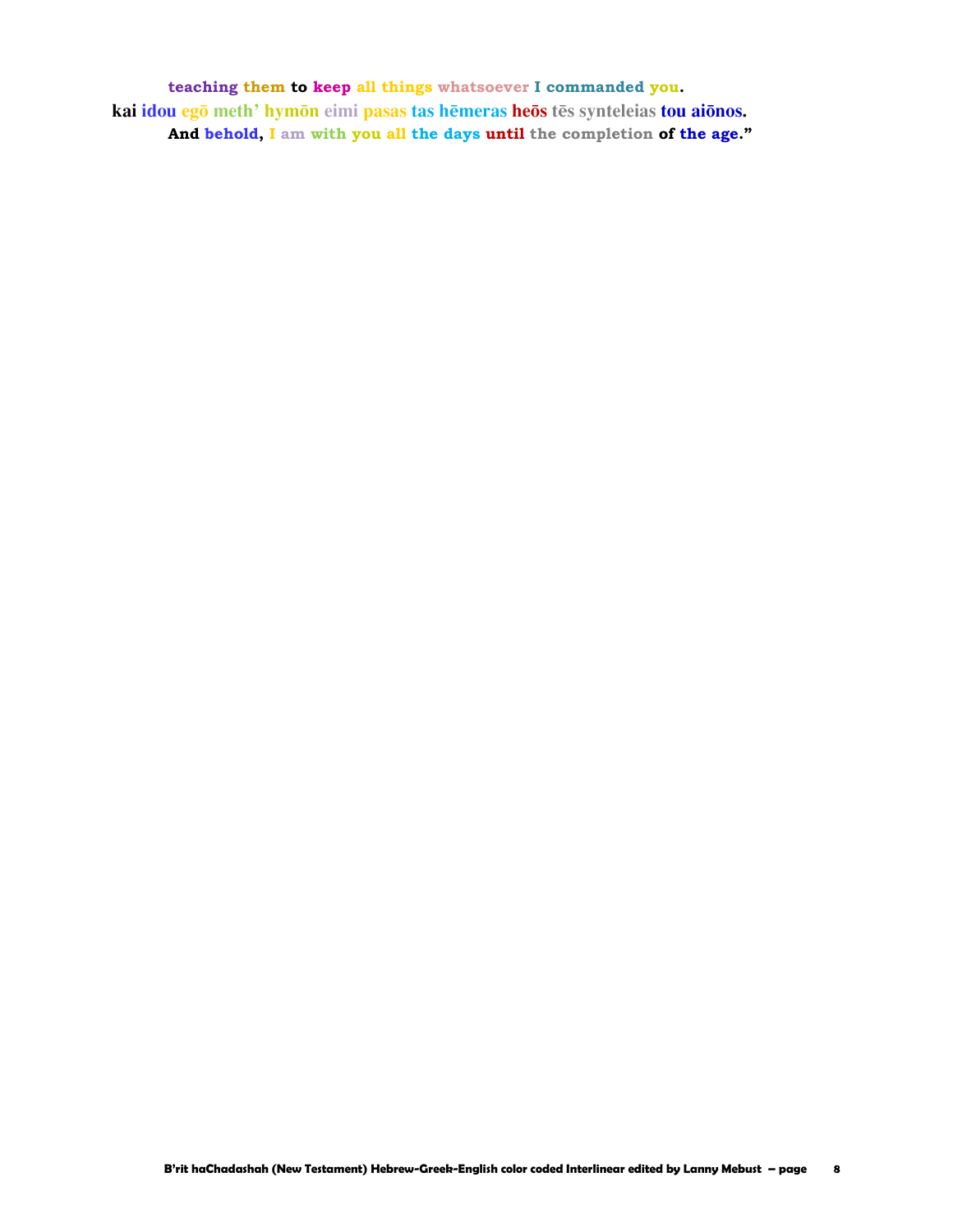**teaching them to keep all things whatsoever I commanded you.**

**kai idou egō meth' hymōn eimi pasas tas hēmeras heōs tēs synteleias tou aiōnos.**

**And behold, I am with you all the days until the completion of the age."**